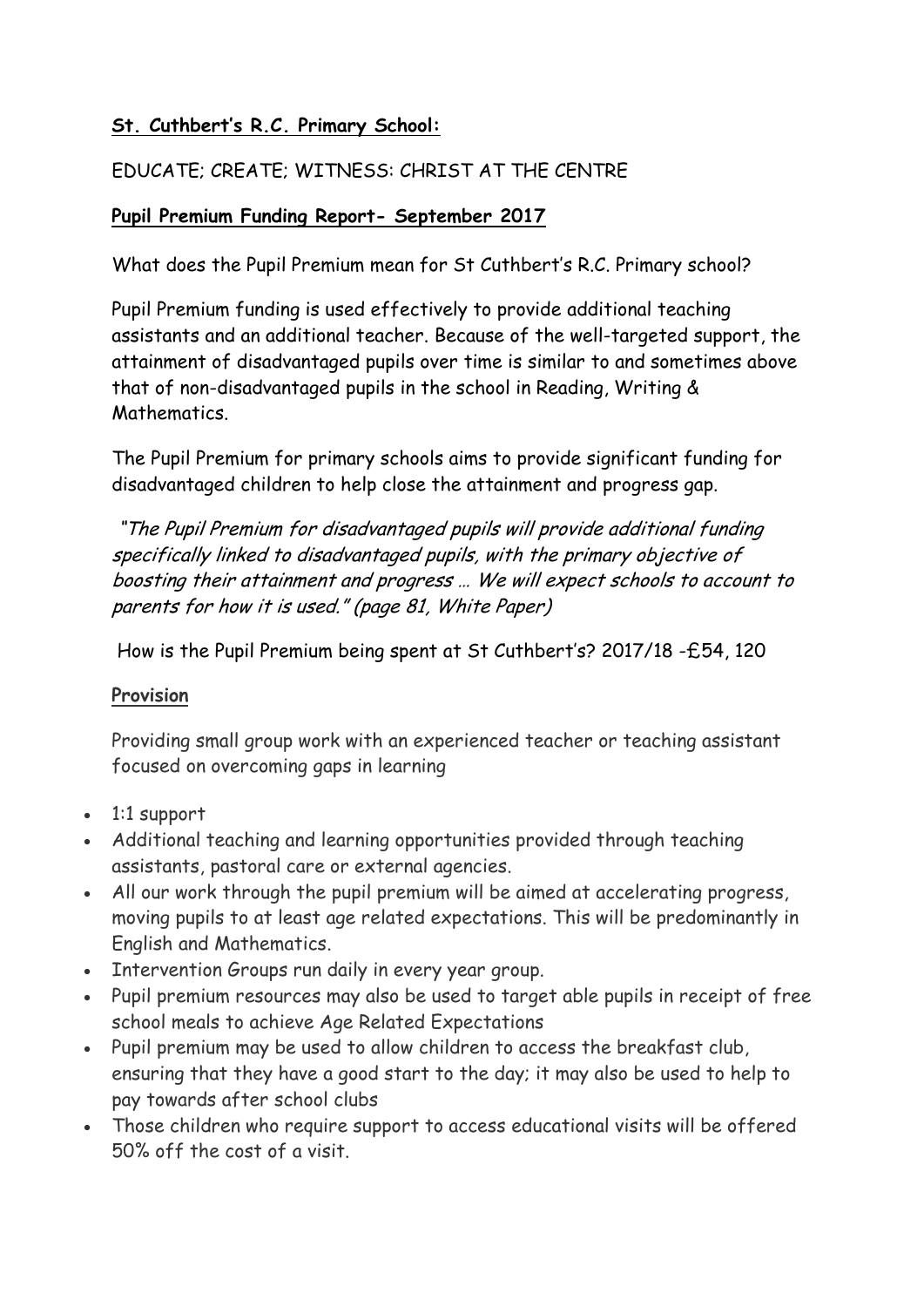**St. Cuthbert's R.C. Primary School:**

EDUCATE; CREATE; WITNESS: CHRIST AT THE CENTRE

**Pupil Premium Funding Report- September 2017**

What does the Pupil Premium mean for St Cuthbert's R.C. Primary school?

Pupil Premium funding is used effectively to provide additional teaching assistants and an additional teacher. Because of the well-targeted support, the attainment of disadvantaged pupils over time is similar to and sometimes above that of non-disadvantaged pupils in the school in Reading, Writing & Mathematics.

The Pupil Premium for primary schools aims to provide significant funding for disadvantaged children to help close the attainment and progress gap.

*"The Pupil Premium for disadvantaged pupils will provide additional funding specifically linked to disadvantaged pupils, with the primary objective of boosting their attainment and progress … We will expect schools to account to parents for how it is used." (page 81, White Paper)*

How is the Pupil Premium being spent at St Cuthbert's? 2017/18 -£54, 120

**Provision**

Providing small group work with an experienced teacher or teaching assistant focused on overcoming gaps in learning

- 1:1 support
- Additional teaching and learning opportunities provided through teaching assistants, pastoral care or external agencies.
- All our work through the pupil premium will be aimed at accelerating progress, moving pupils to at least age related expectations. This will be predominantly in English and Mathematics.
- Intervention Groups run daily in every year group.
- Pupil premium resources may also be used to target able pupils in receipt of free school meals to achieve Age Related Expectations
- Pupil premium may be used to allow children to access the breakfast club, ensuring that they have a good start to the day; it may also be used to help to pay towards after school clubs
- Those children who require support to access educational visits will be offered 50% off the cost of a visit.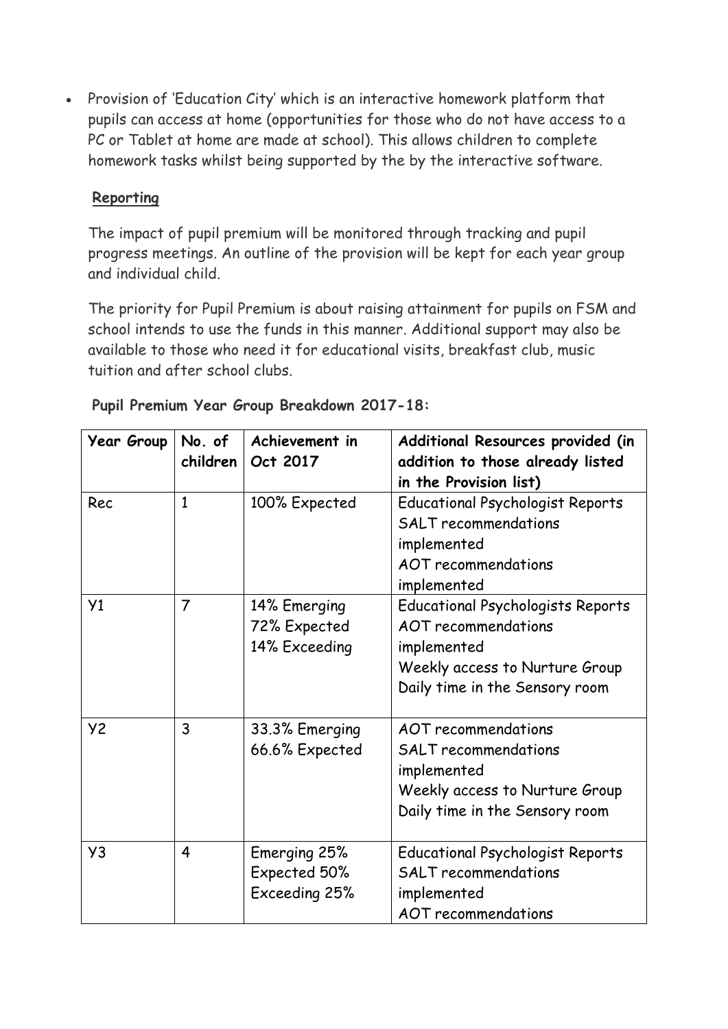- Provision of 'Education City' which is an interactive homework platform that pupils can access at home (opportunities for those who do not have access to a PC or Tablet at home are made at school). This allows children to complete homework tasks whilst being supported by the by the interactive software.

**Reporting**

The impact of pupil premium will be monitored through tracking and pupil progress meetings. An outline of the provision will be kept for each year group and individual child.

The priority for Pupil Premium is about raising attainment for pupils on FSM and school intends to use the funds in this manner. Additional support may also be available to those who need it for educational visits, breakfast club, music tuition and after school clubs.

**Pupil Premium Year Group Breakdown 2017-18:**

| Year Group | No. of children | Achievement in Oct 2017 | Additional Resources provided (in addition to those already listed in the Provision list) |
|---|---|---|---|
| Rec | 1 | 100% Expected | Educational Psychologist Reports<br>SALT recommendations implemented<br>AOT recommendations implemented |
| Y1 | 7 | 14% Emerging<br>72% Expected<br>14% Exceeding | Educational Psychologists Reports<br>AOT recommendations implemented<br>Weekly access to Nurture Group<br>Daily time in the Sensory room |
| Y2 | 3 | 33.3% Emerging<br>66.6% Expected | AOT recommendations<br>SALT recommendations implemented<br>Weekly access to Nurture Group<br>Daily time in the Sensory room |
| Y3 | 4 | Emerging 25%<br>Expected 50%<br>Exceeding 25% | Educational Psychologist Reports<br>SALT recommendations implemented<br>AOT recommendations |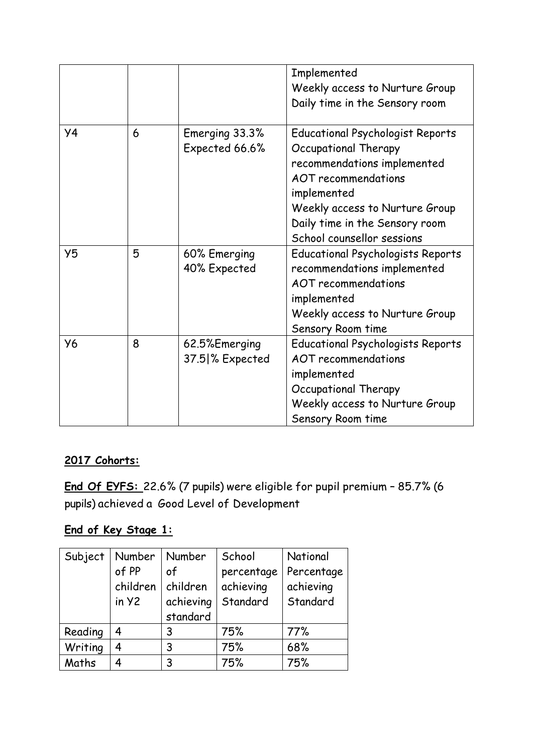|  |  |  | Implemented<br>Weekly access to Nurture Group<br>Daily time in the Sensory room |
|---|---|---|---|
| Y4 | 6 | Emerging 33.3%<br>Expected 66.6% | Educational Psychologist Reports<br>Occupational Therapy recommendations implemented<br>AOT recommendations implemented<br>Weekly access to Nurture Group<br>Daily time in the Sensory room<br>School counsellor sessions |
| Y5 | 5 | 60% Emerging<br>40% Expected | Educational Psychologists Reports recommendations implemented<br>AOT recommendations implemented<br>Weekly access to Nurture Group<br>Sensory Room time |
| Y6 | 8 | 62.5%Emerging<br>37.5\|% Expected | Educational Psychologists Reports<br>AOT recommendations implemented<br>Occupational Therapy<br>Weekly access to Nurture Group<br>Sensory Room time |

**2017 Cohorts:**

**End Of EYFS:** 22.6% (7 pupils) were eligible for pupil premium – 85.7% (6 pupils) achieved a Good Level of Development

**End of Key Stage 1:**

| Subject | Number of PP children in Y2 | Number of children achieving standard | School percentage achieving Standard | National Percentage achieving Standard |
|---|---|---|---|---|
| Reading | 4 | 3 | 75% | 77% |
| Writing | 4 | 3 | 75% | 68% |
| Maths | 4 | 3 | 75% | 75% |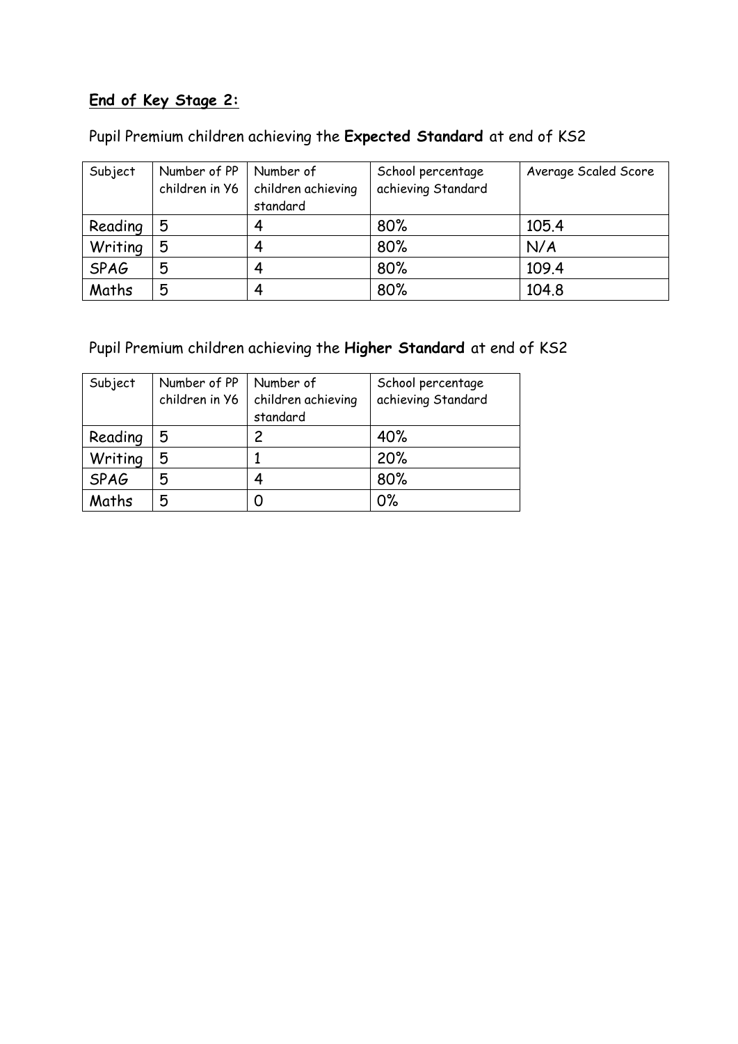**<u>End of Key Stage 2:</u>**

Pupil Premium children achieving the **Expected Standard** at end of KS2

| Subject | Number of PP children in Y6 | Number of children achieving standard | School percentage achieving Standard | Average Scaled Score |
|---|---|---|---|---|
| Reading | 5 | 4 | 80% | 105.4 |
| Writing | 5 | 4 | 80% | N/A |
| SPAG | 5 | 4 | 80% | 109.4 |
| Maths | 5 | 4 | 80% | 104.8 |

Pupil Premium children achieving the **Higher Standard** at end of KS2

| Subject | Number of PP children in Y6 | Number of children achieving standard | School percentage achieving Standard |
|---|---|---|---|
| Reading | 5 | 2 | 40% |
| Writing | 5 | 1 | 20% |
| SPAG | 5 | 4 | 80% |
| Maths | 5 | 0 | 0% |